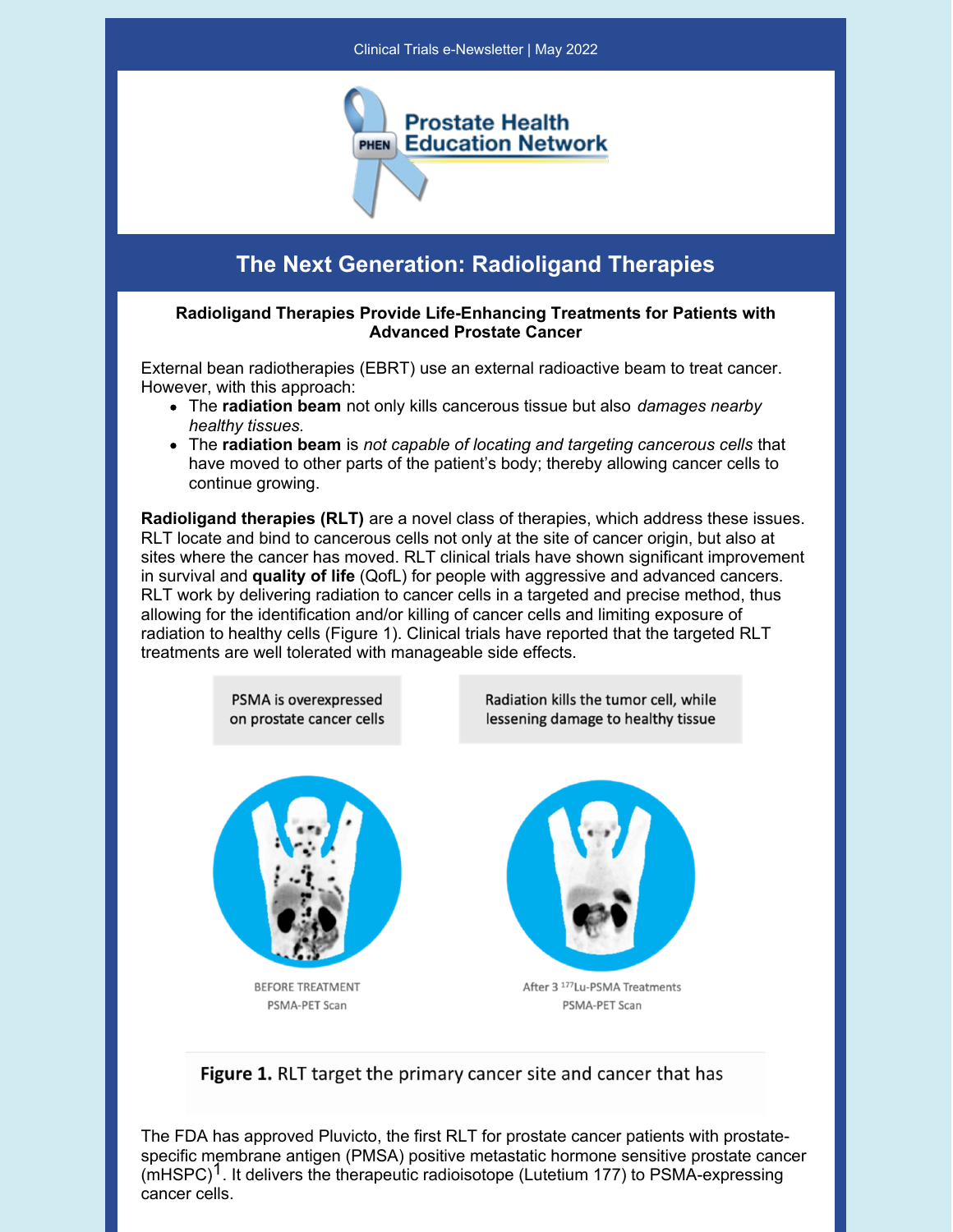Clinical Trials e-Newsletter | May 2022

Prostate Health Education Network

# The Next Generation: Radioligand Therapies

### Radioligand Therapies Provide Life-Enhancing Treatments for Patients with Advanced Prostate Cancer

External bean radiotherapies (EBRT) use an external radioactive beam to treat cancer. However, with this approach:

- The **radiation beam** not only kills cancerous tissue but also *damages nearby healthy tissues.*
- The **radiation beam** is *not capable of locating and targeting cancerous cells* that have moved to other parts of the patient's body; thereby allowing cancer cells to continue growing.

**Radioligand therapies (RLT)** are a novel class of therapies, which address these issues. RLT locate and bind to cancerous cells not only at the site of cancer origin, but also at sites where the cancer has moved. RLT clinical trials have shown significant improvement in survival and **quality of life** (QofL) for people with aggressive and advanced cancers. RLT work by delivering radiation to cancer cells in a targeted and precise method, thus allowing for the identification and/or killing of cancer cells and limiting exposure of radiation to healthy cells (Figure 1). Clinical trials have reported that the targeted RLT treatments are well tolerated with manageable side effects.

PSMA is overexpressed on prostate cancer cells

Radiation kills the tumor cell, while lessening damage to healthy tissue

BEFORE TREATMENT
PSMA-PET Scan

After 3 $^{177}$Lu-PSMA Treatments
PSMA-PET Scan

**Figure 1.** RLT target the primary cancer site and cancer that has

The FDA has approved Pluvicto, the first RLT for prostate cancer patients with prostate-specific membrane antigen (PMSA) positive metastatic hormone sensitive prostate cancer (mHSPC)[1]. It delivers the therapeutic radioisotope (Lutetium 177) to PSMA-expressing cancer cells.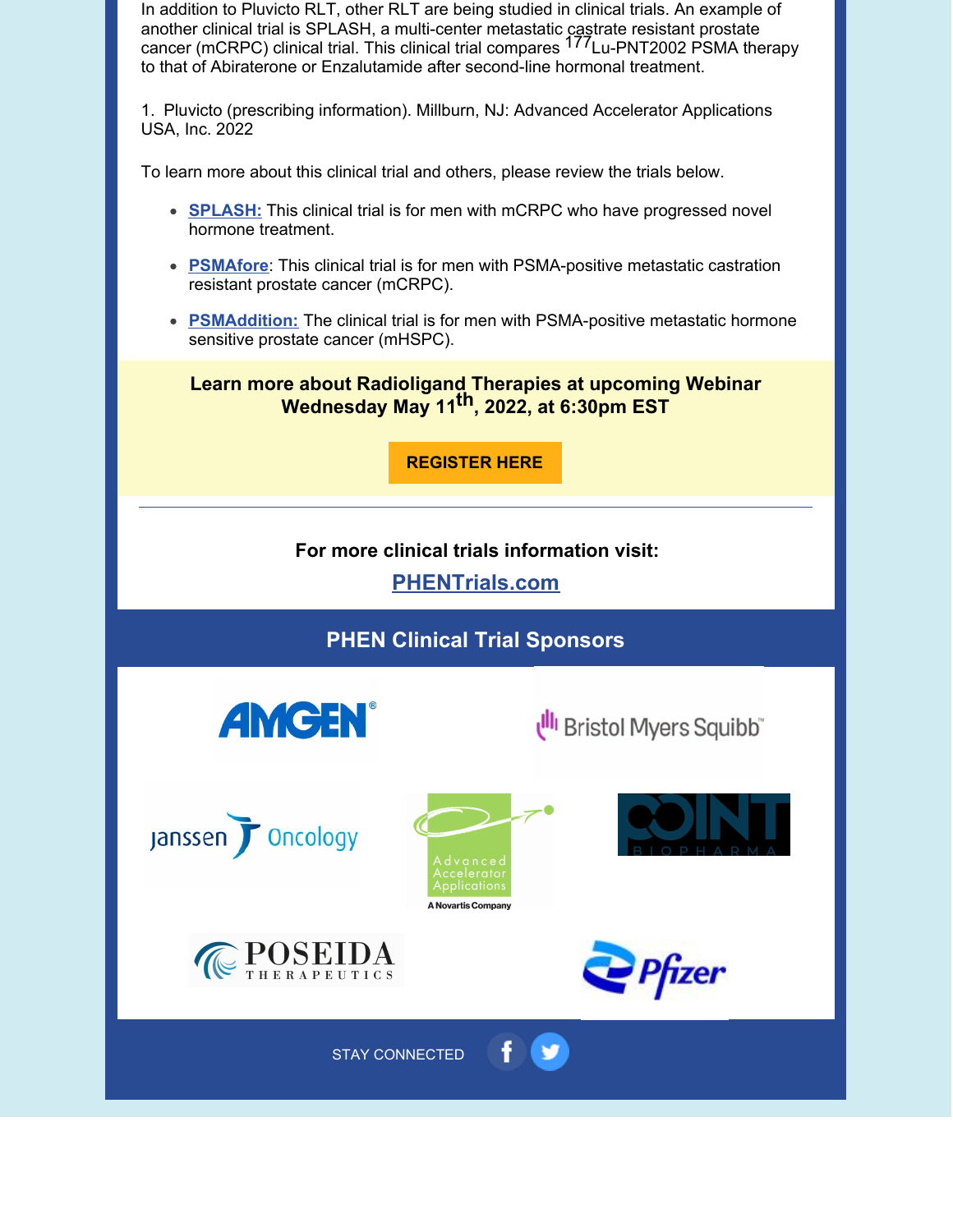In addition to Pluvicto RLT, other RLT are being studied in clinical trials. An example of another clinical trial is SPLASH, a multi-center metastatic castrate resistant prostate cancer (mCRPC) clinical trial. This clinical trial compares $^{177}$Lu-PNT2002 PSMA therapy to that of Abiraterone or Enzalutamide after second-line hormonal treatment.

1. Pluvicto (prescribing information). Millburn, NJ: Advanced Accelerator Applications USA, Inc. 2022

To learn more about this clinical trial and others, please review the trials below.

- **SPLASH:** This clinical trial is for men with mCRPC who have progressed novel hormone treatment.
- **PSMAfore**: This clinical trial is for men with PSMA-positive metastatic castration resistant prostate cancer (mCRPC).
- **PSMAddition:** The clinical trial is for men with PSMA-positive metastatic hormone sensitive prostate cancer (mHSPC).

**Learn more about Radioligand Therapies at upcoming Webinar Wednesday May 11th, 2022, at 6:30pm EST**

**REGISTER HERE**

---

**For more clinical trials information visit:**

**PHENTrials.com**

## PHEN Clinical Trial Sponsors

AMGEN

Bristol Myers Squibb

Janssen Oncology

Advanced Accelerator Applications
A Novartis Company

POINT BIOPHARMA

POSEIDA THERAPEUTICS

Pfizer

STAY CONNECTED